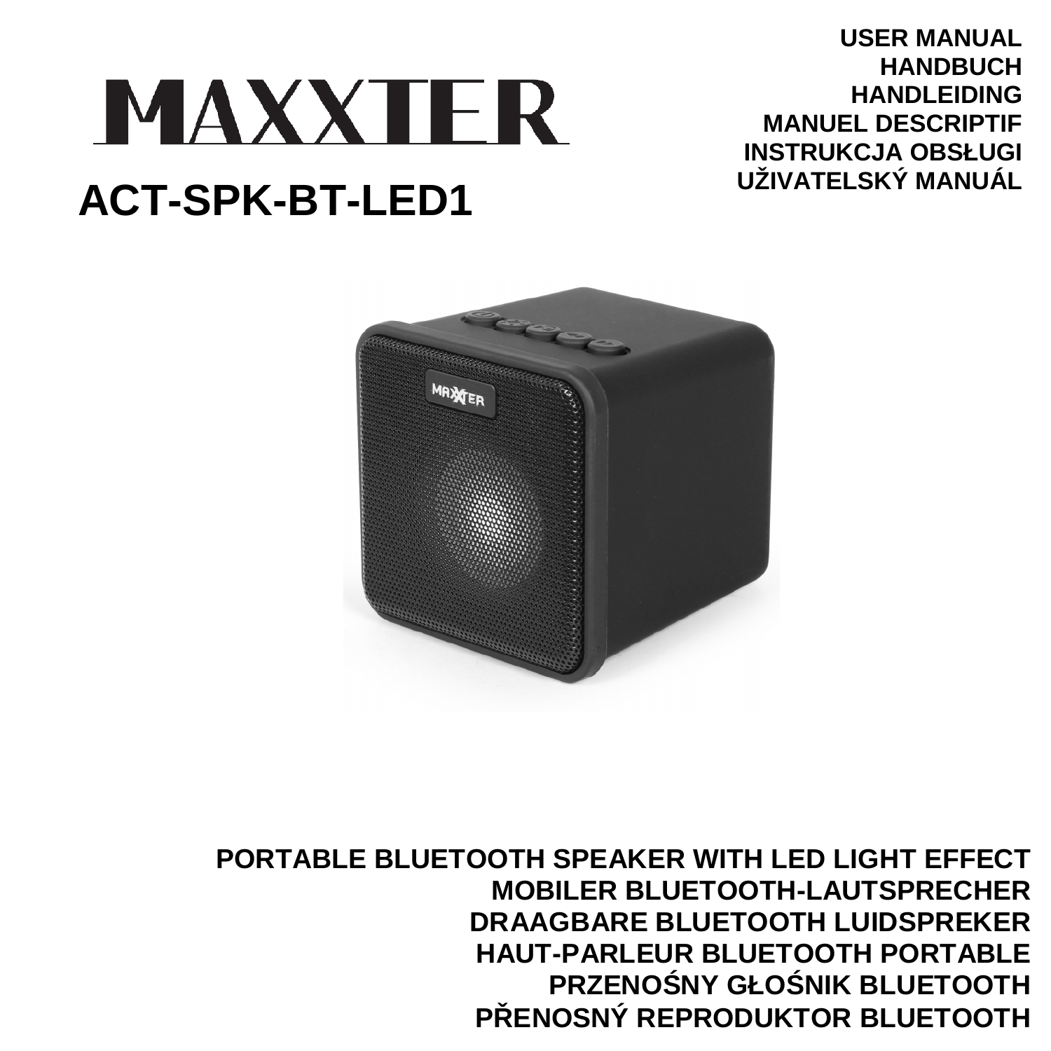# MAXXTER

**USER MANUAL**
**HANDBUCH**
**HANDLEIDING**
**MANUEL DESCRIPTIF**
**INSTRUKCJA OBSŁUGI**
**UŽIVATELSKÝ MANUÁL**

# ACT-SPK-BT-LED1

**PORTABLE BLUETOOTH SPEAKER WITH LED LIGHT EFFECT**
**MOBILER BLUETOOTH-LAUTSPRECHER**
**DRAAGBARE BLUETOOTH LUIDSPREKER**
**HAUT-PARLEUR BLUETOOTH PORTABLE**
**PRZENOŚNY GŁOŚNIK BLUETOOTH**
**PŘENOSNÝ REPRODUKTOR BLUETOOTH**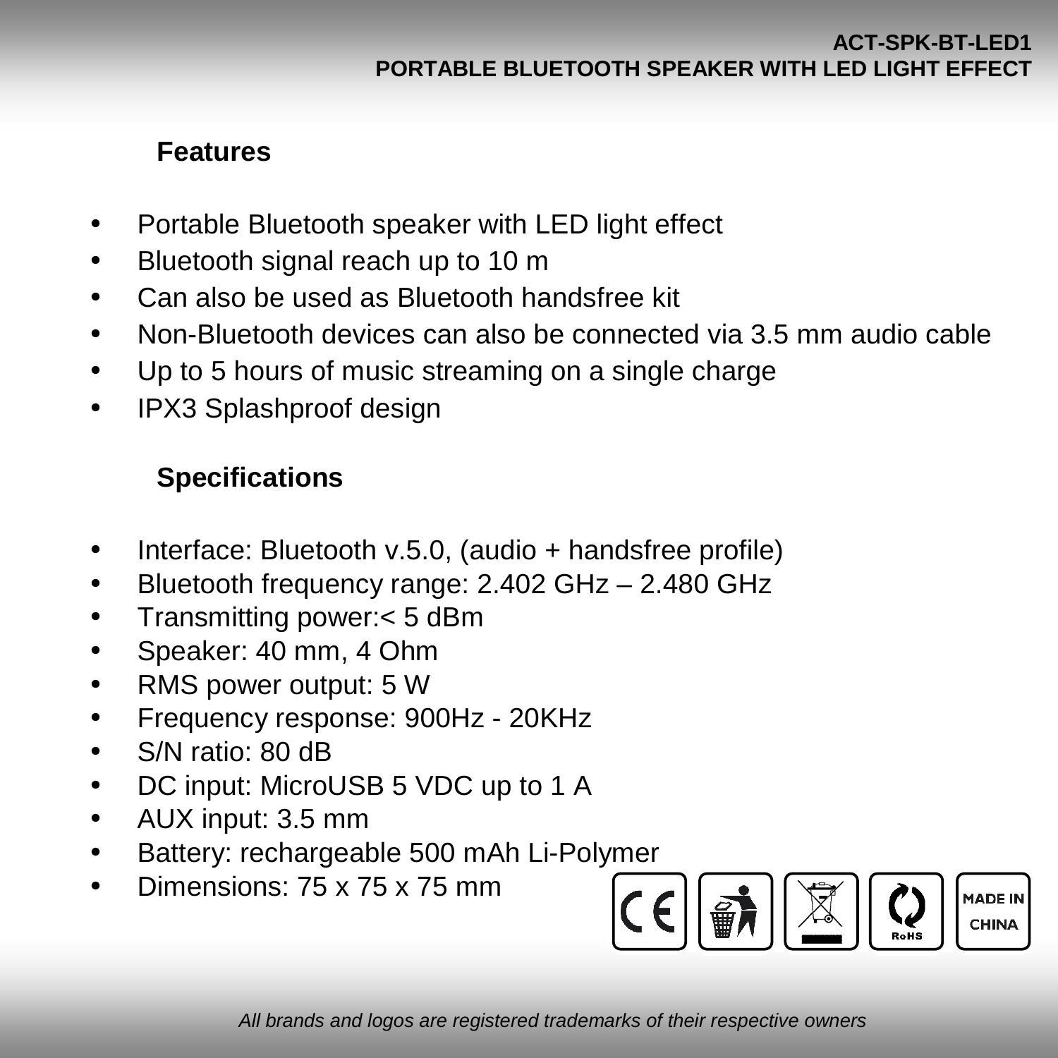**ACT-SPK-BT-LED1**
**PORTABLE BLUETOOTH SPEAKER WITH LED LIGHT EFFECT**

## Features

- Portable Bluetooth speaker with LED light effect
- Bluetooth signal reach up to 10 m
- Can also be used as Bluetooth handsfree kit
- Non-Bluetooth devices can also be connected via 3.5 mm audio cable
- Up to 5 hours of music streaming on a single charge
- IPX3 Splashproof design

## Specifications

- Interface: Bluetooth v.5.0, (audio + handsfree profile)
- Bluetooth frequency range: 2.402 GHz – 2.480 GHz
- Transmitting power:< 5 dBm
- Speaker: 40 mm, 4 Ohm
- RMS power output: 5 W
- Frequency response: 900Hz - 20KHz
- S/N ratio: 80 dB
- DC input: MicroUSB 5 VDC up to 1 A
- AUX input: 3.5 mm
- Battery: rechargeable 500 mAh Li-Polymer
- Dimensions: 75 x 75 x 75 mm

CE RoHS MADE IN CHINA

*All brands and logos are registered trademarks of their respective owners*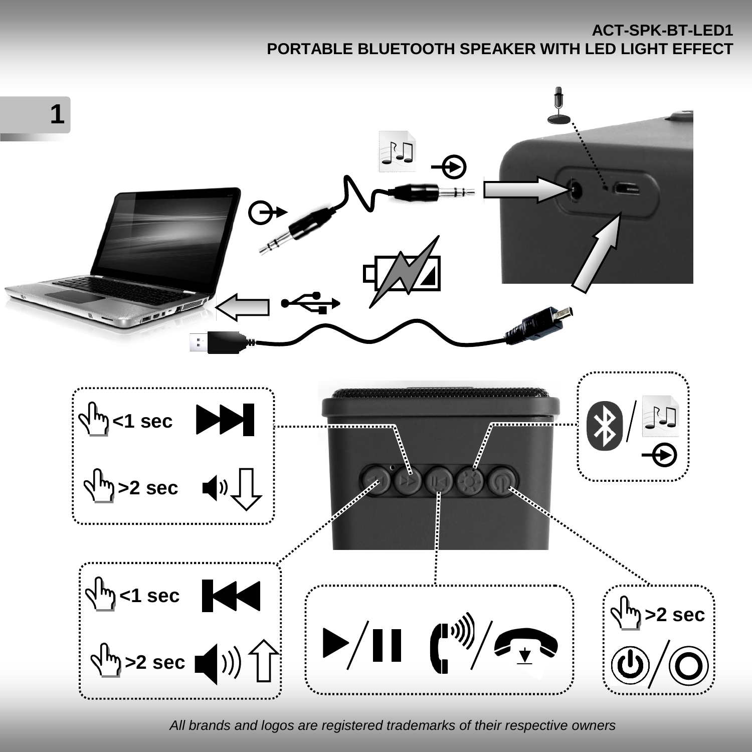ACT-SPK-BT-LED1
PORTABLE BLUETOOTH SPEAKER WITH LED LIGHT EFFECT

1

<1 sec

>2 sec

<1 sec

>2 sec

>2 sec

*All brands and logos are registered trademarks of their respective owners*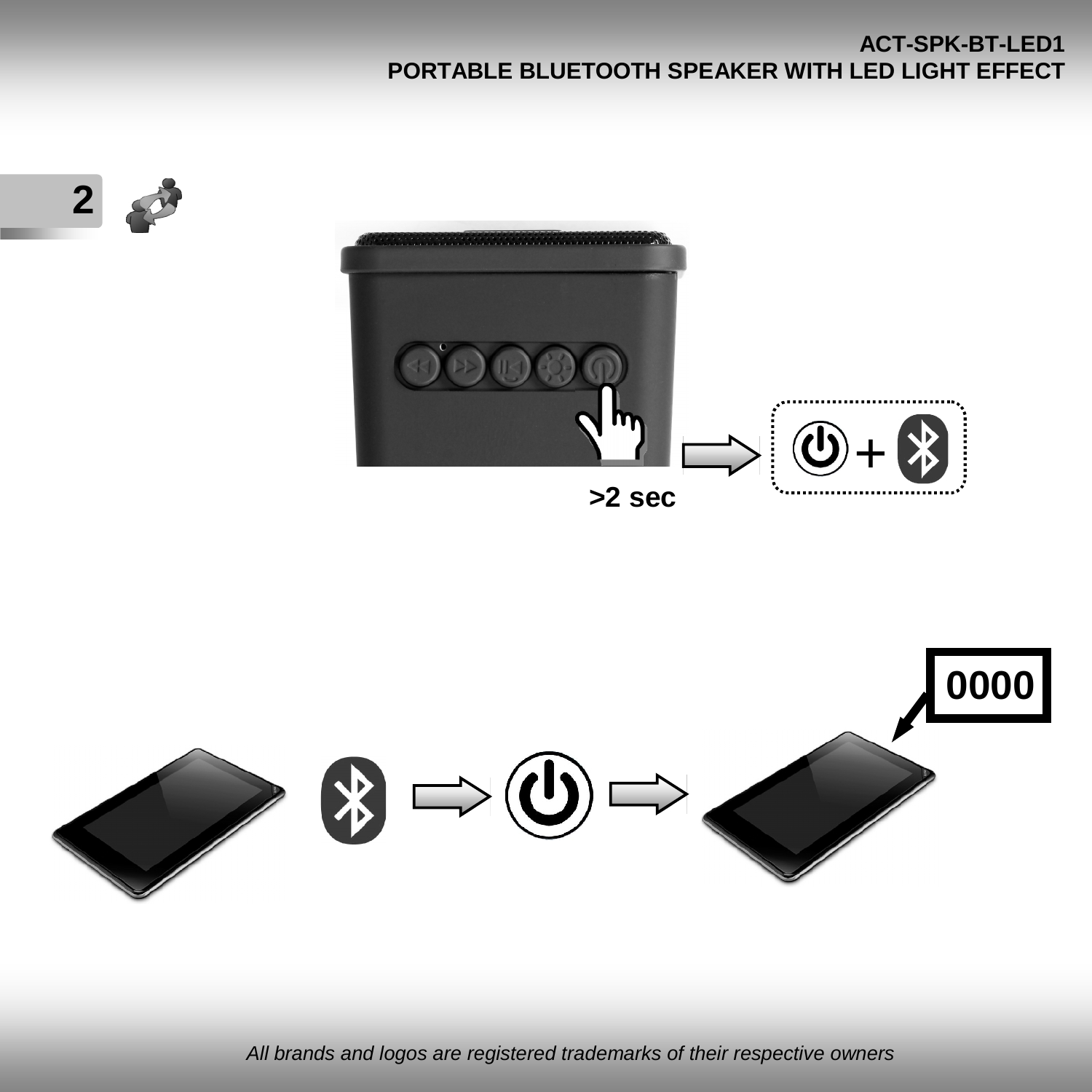2

>2 sec

0000

*All brands and logos are registered trademarks of their respective owners*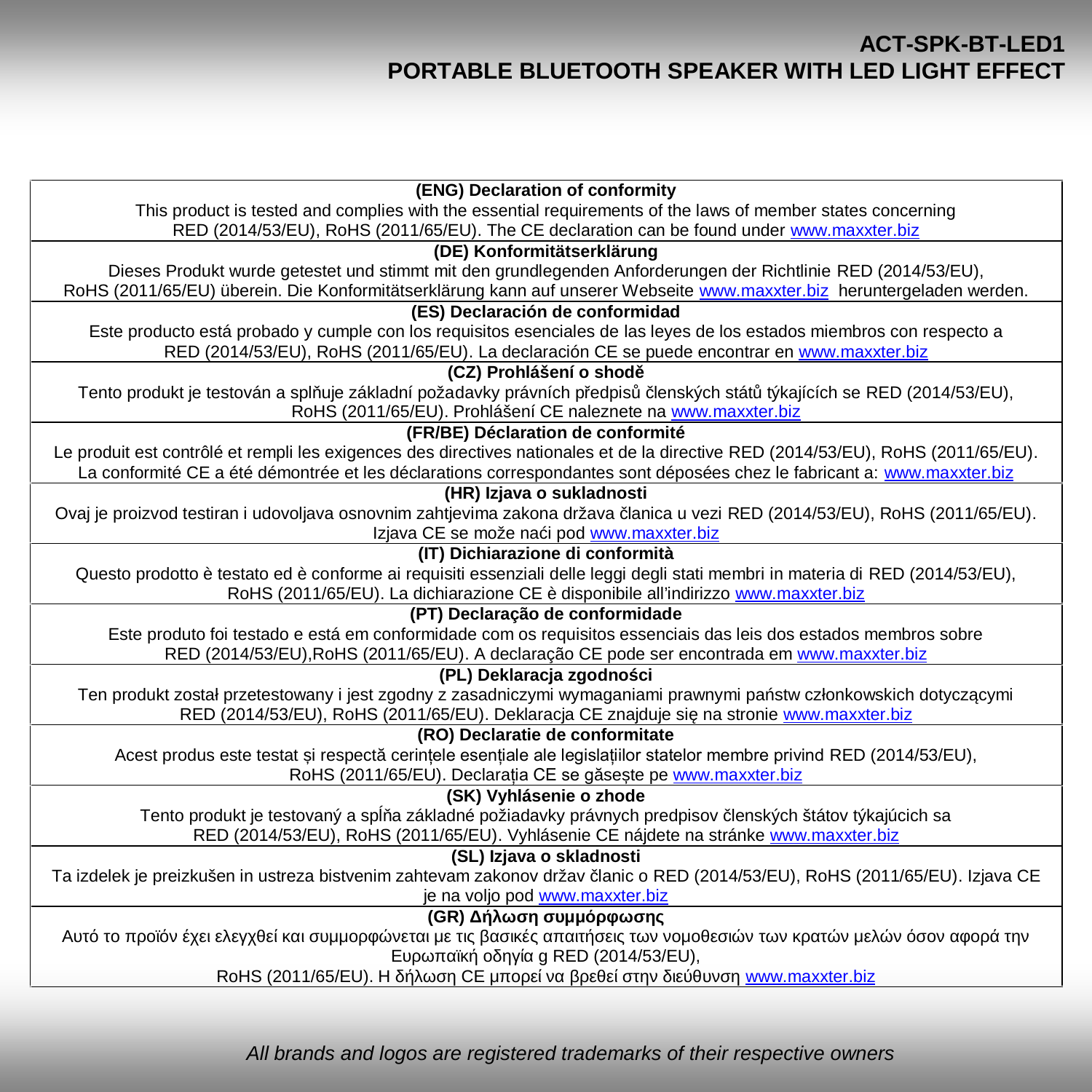**ACT-SPK-BT-LED1**
**PORTABLE BLUETOOTH SPEAKER WITH LED LIGHT EFFECT**

**(ENG) Declaration of conformity**

This product is tested and complies with the essential requirements of the laws of member states concerning RED (2014/53/EU), RoHS (2011/65/EU). The CE declaration can be found under www.maxxter.biz

**(DE) Konformitätserklärung**

Dieses Produkt wurde getestet und stimmt mit den grundlegenden Anforderungen der Richtlinie RED (2014/53/EU), RoHS (2011/65/EU) überein. Die Konformitätserklärung kann auf unserer Webseite www.maxxter.biz heruntergeladen werden.

**(ES) Declaración de conformidad**

Este producto está probado y cumple con los requisitos esenciales de las leyes de los estados miembros con respecto a RED (2014/53/EU), RoHS (2011/65/EU). La declaración CE se puede encontrar en www.maxxter.biz

**(CZ) Prohlášení o shodě**

Tento produkt je testován a splňuje základní požadavky právních předpisů členských států týkajících se RED (2014/53/EU), RoHS (2011/65/EU). Prohlášení CE naleznete na www.maxxter.biz

**(FR/BE) Déclaration de conformité**

Le produit est contrôlé et rempli les exigences des directives nationales et de la directive RED (2014/53/EU), RoHS (2011/65/EU). La conformité CE a été démontrée et les déclarations correspondantes sont déposées chez le fabricant a: www.maxxter.biz

**(HR) Izjava o sukladnosti**

Ovaj je proizvod testiran i udovoljava osnovnim zahtjevima zakona država članica u vezi RED (2014/53/EU), RoHS (2011/65/EU). Izjava CE se može naći pod www.maxxter.biz

**(IT) Dichiarazione di conformità**

Questo prodotto è testato ed è conforme ai requisiti essenziali delle leggi degli stati membri in materia di RED (2014/53/EU), RoHS (2011/65/EU). La dichiarazione CE è disponibile all'indirizzo www.maxxter.biz

**(PT) Declaração de conformidade**

Este produto foi testado e está em conformidade com os requisitos essenciais das leis dos estados membros sobre RED (2014/53/EU),RoHS (2011/65/EU). A declaração CE pode ser encontrada em www.maxxter.biz

**(PL) Deklaracja zgodności**

Ten produkt został przetestowany i jest zgodny z zasadniczymi wymaganiami prawnymi państw członkowskich dotyczącymi RED (2014/53/EU), RoHS (2011/65/EU). Deklaracja CE znajduje się na stronie www.maxxter.biz

**(RO) Declaratie de conformitate**

Acest produs este testat și respectă cerințele esențiale ale legislațiilor statelor membre privind RED (2014/53/EU), RoHS (2011/65/EU). Declarația CE se găsește pe www.maxxter.biz

**(SK) Vyhlásenie o zhode**

Tento produkt je testovaný a spĺňa základné požiadavky právnych predpisov členských štátov týkajúcich sa RED (2014/53/EU), RoHS (2011/65/EU). Vyhlásenie CE nájdete na stránke www.maxxter.biz

**(SL) Izjava o skladnosti**

Ta izdelek je preizkušen in ustreza bistvenim zahtevam zakonov držav članic o RED (2014/53/EU), RoHS (2011/65/EU). Izjava CE je na voljo pod www.maxxter.biz

**(GR) Δήλωση συμμόρφωσης**

Αυτό το προϊόν έχει ελεγχθεί και συμμορφώνεται με τις βασικές απαιτήσεις των νομοθεσιών των κρατών μελών όσον αφορά την Ευρωπαϊκή οδηγία g RED (2014/53/EU),
RoHS (2011/65/EU). Η δήλωση CE μπορεί να βρεθεί στην διεύθυνση www.maxxter.biz

*All brands and logos are registered trademarks of their respective owners*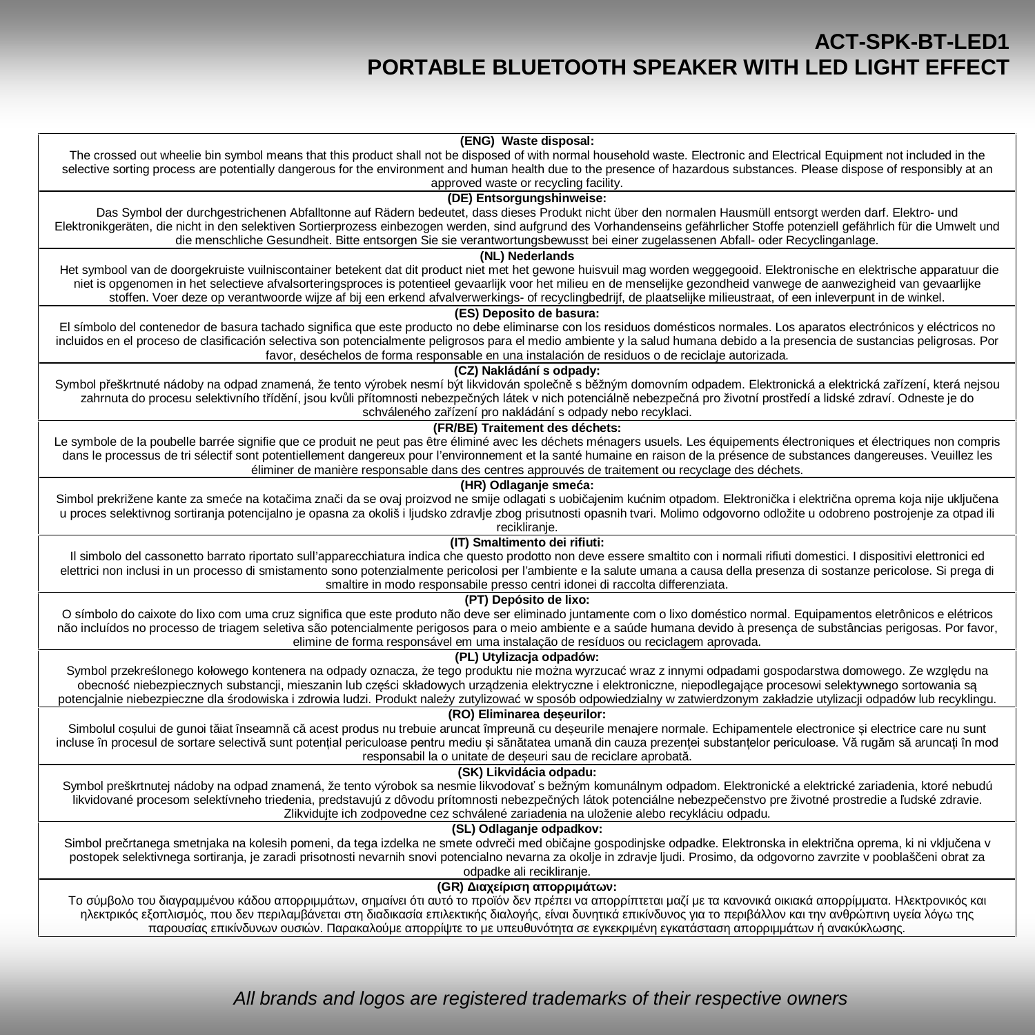# ACT-SPK-BT-LED1
# PORTABLE BLUETOOTH SPEAKER WITH LED LIGHT EFFECT

**(ENG) Waste disposal:**
The crossed out wheelie bin symbol means that this product shall not be disposed of with normal household waste. Electronic and Electrical Equipment not included in the selective sorting process are potentially dangerous for the environment and human health due to the presence of hazardous substances. Please dispose of responsibly at an approved waste or recycling facility.

**(DE) Entsorgungshinweise:**
Das Symbol der durchgestrichenen Abfalltonne auf Rädern bedeutet, dass dieses Produkt nicht über den normalen Hausmüll entsorgt werden darf. Elektro- und Elektronikgeräten, die nicht in den selektiven Sortierprozess einbezogen werden, sind aufgrund des Vorhandenseins gefährlicher Stoffe potenziell gefährlich für die Umwelt und die menschliche Gesundheit. Bitte entsorgen Sie sie verantwortungsbewusst bei einer zugelassenen Abfall- oder Recyclinganlage.

**(NL) Nederlands**
Het symbool van de doorgekruiste vuilniscontainer betekent dat dit product niet met het gewone huisvuil mag worden weggegooid. Elektronische en elektrische apparatuur die niet is opgenomen in het selectieve afvalsorteringsproces is potentieel gevaarlijk voor het milieu en de menselijke gezondheid vanwege de aanwezigheid van gevaarlijke stoffen. Voer deze op verantwoorde wijze af bij een erkend afvalverwerkings- of recyclingbedrijf, de plaatselijke milieustraat, of een inleverpunt in de winkel.

**(ES) Deposito de basura:**
El símbolo del contenedor de basura tachado significa que este producto no debe eliminarse con los residuos domésticos normales. Los aparatos electrónicos y eléctricos no incluidos en el proceso de clasificación selectiva son potencialmente peligrosos para el medio ambiente y la salud humana debido a la presencia de sustancias peligrosas. Por favor, deséchelos de forma responsable en una instalación de residuos o de reciclaje autorizada.

**(CZ) Nakládání s odpady:**
Symbol přeškrtnuté nádoby na odpad znamená, že tento výrobek nesmí být likvidován společně s běžným domovním odpadem. Elektronická a elektrická zařízení, která nejsou zahrnuta do procesu selektivního třídění, jsou kvůli přítomnosti nebezpečných látek v nich potenciálně nebezpečná pro životní prostředí a lidské zdraví. Odneste je do schváleného zařízení pro nakládání s odpady nebo recyklaci.

**(FR/BE) Traitement des déchets:**
Le symbole de la poubelle barrée signifie que ce produit ne peut pas être éliminé avec les déchets ménagers usuels. Les équipements électroniques et électriques non compris dans le processus de tri sélectif sont potentiellement dangereux pour l'environnement et la santé humaine en raison de la présence de substances dangereuses. Veuillez les éliminer de manière responsable dans des centres approuvés de traitement ou recyclage des déchets.

**(HR) Odlaganje smeća:**
Simbol prekrižene kante za smeće na kotačima znači da se ovaj proizvod ne smije odlagati s uobičajenim kućnim otpadom. Elektronička i električna oprema koja nije uključena u proces selektivnog sortiranja potencijalno je opasna za okoliš i ljudsko zdravlje zbog prisutnosti opasnih tvari. Molimo odgovorno odložite u odobreno postrojenje za otpad ili recikliranje.

**(IT) Smaltimento dei rifiuti:**
Il simbolo del cassonetto barrato riportato sull'apparecchiatura indica che questo prodotto non deve essere smaltito con i normali rifiuti domestici. I dispositivi elettronici ed elettrici non inclusi in un processo di smistamento sono potenzialmente pericolosi per l'ambiente e la salute umana a causa della presenza di sostanze pericolose. Si prega di smaltire in modo responsabile presso centri idonei di raccolta differenziata.

**(PT) Depósito de lixo:**
O símbolo do caixote do lixo com uma cruz significa que este produto não deve ser eliminado juntamente com o lixo doméstico normal. Equipamentos eletrônicos e elétricos não incluídos no processo de triagem seletiva são potencialmente perigosos para o meio ambiente e a saúde humana devido à presença de substâncias perigosas. Por favor, elimine de forma responsável em uma instalação de resíduos ou reciclagem aprovada.

**(PL) Utylizacja odpadów:**
Symbol przekreślonego kołowego kontenera na odpady oznacza, że tego produktu nie można wyrzucać wraz z innymi odpadami gospodarstwa domowego. Ze względu na obecność niebezpiecznych substancji, mieszanin lub części składowych urządzenia elektryczne i elektroniczne, niepodlegające procesowi selektywnego sortowania są potencjalnie niebezpieczne dla środowiska i zdrowia ludzi. Produkt należy zutylizować w sposób odpowiedzialny w zatwierdzonym zakładzie utylizacji odpadów lub recyklingu.

**(RO) Eliminarea deșeurilor:**
Simbolul coșului de gunoi tăiat înseamnă că acest produs nu trebuie aruncat împreună cu deșeurile menajere normale. Echipamentele electronice și electrice care nu sunt incluse în procesul de sortare selectivă sunt potențial periculoase pentru mediu și sănătatea umană din cauza prezenței substanțelor periculoase. Vă rugăm să aruncați în mod responsabil la o unitate de deșeuri sau de reciclare aprobată.

**(SK) Likvidácia odpadu:**
Symbol preškrtnutej nádoby na odpad znamená, že tento výrobok sa nesmie likvodovať s bežným komunálnym odpadom. Elektronické a elektrické zariadenia, ktoré nebudú likvidované procesom selektívneho triedenia, predstavujú z dôvodu prítomnosti nebezpečných látok potenciálne nebezpečenstvo pre životné prostredie a ľudské zdravie. Zlikvidujte ich zodpovedne cez schválené zariadenia na uloženie alebo recykláciu odpadu.

**(SL) Odlaganje odpadkov:**
Simbol prečrtanega smetnjaka na kolesih pomeni, da tega izdelka ne smete odvreči med običajne gospodinjske odpadke. Elektronska in električna oprema, ki ni vključena v postopek selektivnega sortiranja, je zaradi prisotnosti nevarnih snovi potencialno nevarna za okolje in zdravje ljudi. Prosimo, da odgovorno zavrzite v pooblaščeni obrat za odpadke ali recikliranje.

**(GR) Διαχείριση απορριμάτων:**
Το σύμβολο του διαγραμμένου κάδου απορριμμάτων, σημαίνει ότι αυτό το προϊόν δεν πρέπει να απορρίπτεται μαζί με τα κανονικά οικιακά απορρίμματα. Ηλεκτρονικός και ηλεκτρικός εξοπλισμός, που δεν περιλαμβάνεται στη διαδικασία επιλεκτικής διαλογής, είναι δυνητικά επικίνδυνος για το περιβάλλον και την ανθρώπινη υγεία λόγω της παρουσίας επικίνδυνων ουσιών. Παρακαλούμε απορρίψτε το με υπευθυνότητα σε εγκεκριμένη εγκατάσταση απορριμμάτων ή ανακύκλωσης.

*All brands and logos are registered trademarks of their respective owners*